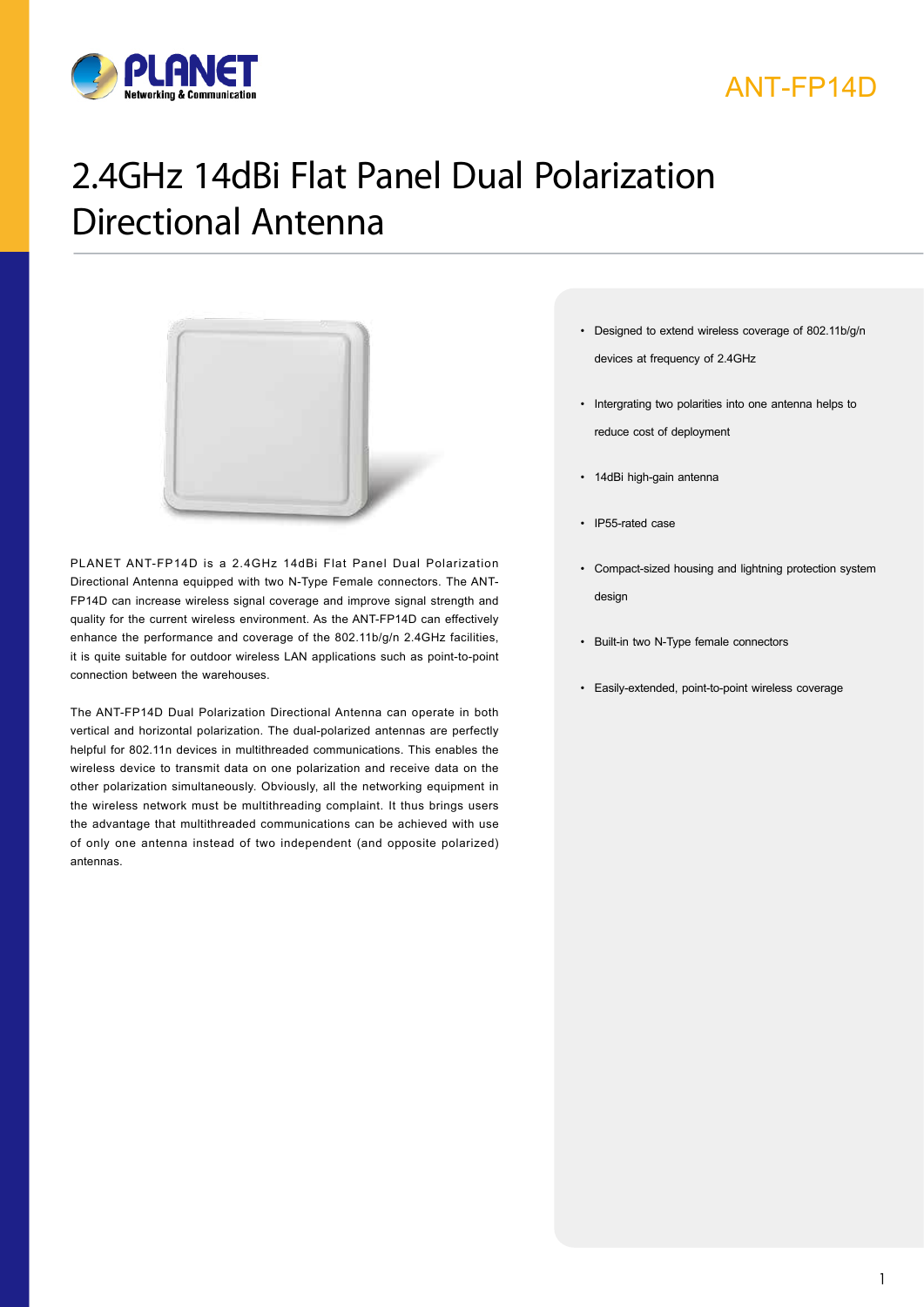ANT-FP14D

# 2.4GHz 14dBi Flat Panel Dual Polarization Directional Antenna

PLANET ANT-FP14D is a 2.4GHz 14dBi Flat Panel Dual Polarization Directional Antenna equipped with two N-Type Female connectors. The ANT-FP14D can increase wireless signal coverage and improve signal strength and quality for the current wireless environment. As the ANT-FP14D can effectively enhance the performance and coverage of the 802.11b/g/n 2.4GHz facilities, it is quite suitable for outdoor wireless LAN applications such as point-to-point connection between the warehouses.

The ANT-FP14D Dual Polarization Directional Antenna can operate in both vertical and horizontal polarization. The dual-polarized antennas are perfectly helpful for 802.11n devices in multithreaded communications. This enables the wireless device to transmit data on one polarization and receive data on the other polarization simultaneously. Obviously, all the networking equipment in the wireless network must be multithreading complaint. It thus brings users the advantage that multithreaded communications can be achieved with use of only one antenna instead of two independent (and opposite polarized) antennas.

- Designed to extend wireless coverage of 802.11b/g/n devices at frequency of 2.4GHz
- Intergrating two polarities into one antenna helps to reduce cost of deployment
- 14dBi high-gain antenna
- IP55-rated case
- Compact-sized housing and lightning protection system design
- Built-in two N-Type female connectors
- Easily-extended, point-to-point wireless coverage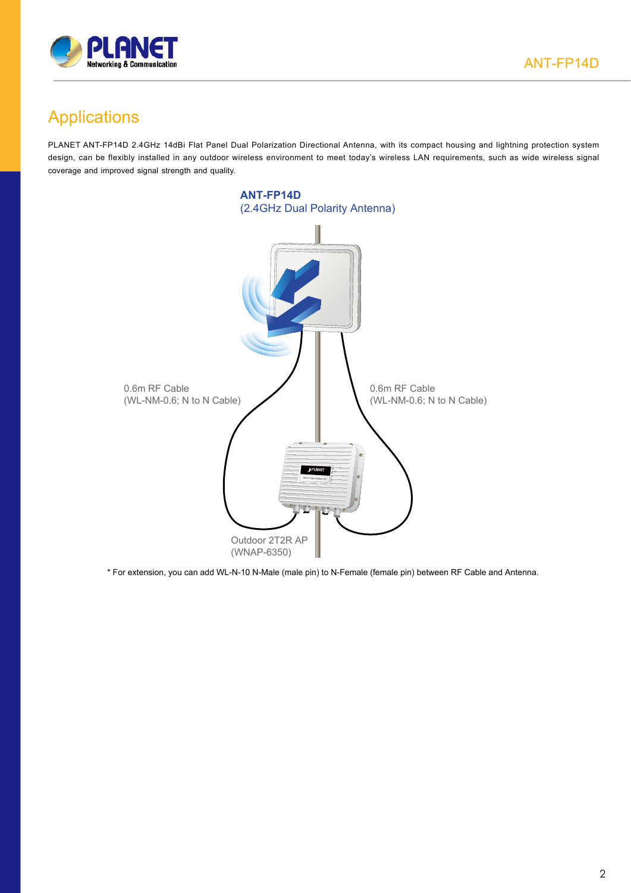# Applications

PLANET ANT-FP14D 2.4GHz 14dBi Flat Panel Dual Polarization Directional Antenna, with its compact housing and lightning protection system design, can be flexibly installed in any outdoor wireless environment to meet today's wireless LAN requirements, such as wide wireless signal coverage and improved signal strength and quality.

**ANT-FP14D**
(2.4GHz Dual Polarity Antenna)

0.6m RF Cable
(WL-NM-0.6; N to N Cable)

0.6m RF Cable
(WL-NM-0.6; N to N Cable)

Outdoor 2T2R AP
(WNAP-6350)

* For extension, you can add WL-N-10 N-Male (male pin) to N-Female (female pin) between RF Cable and Antenna.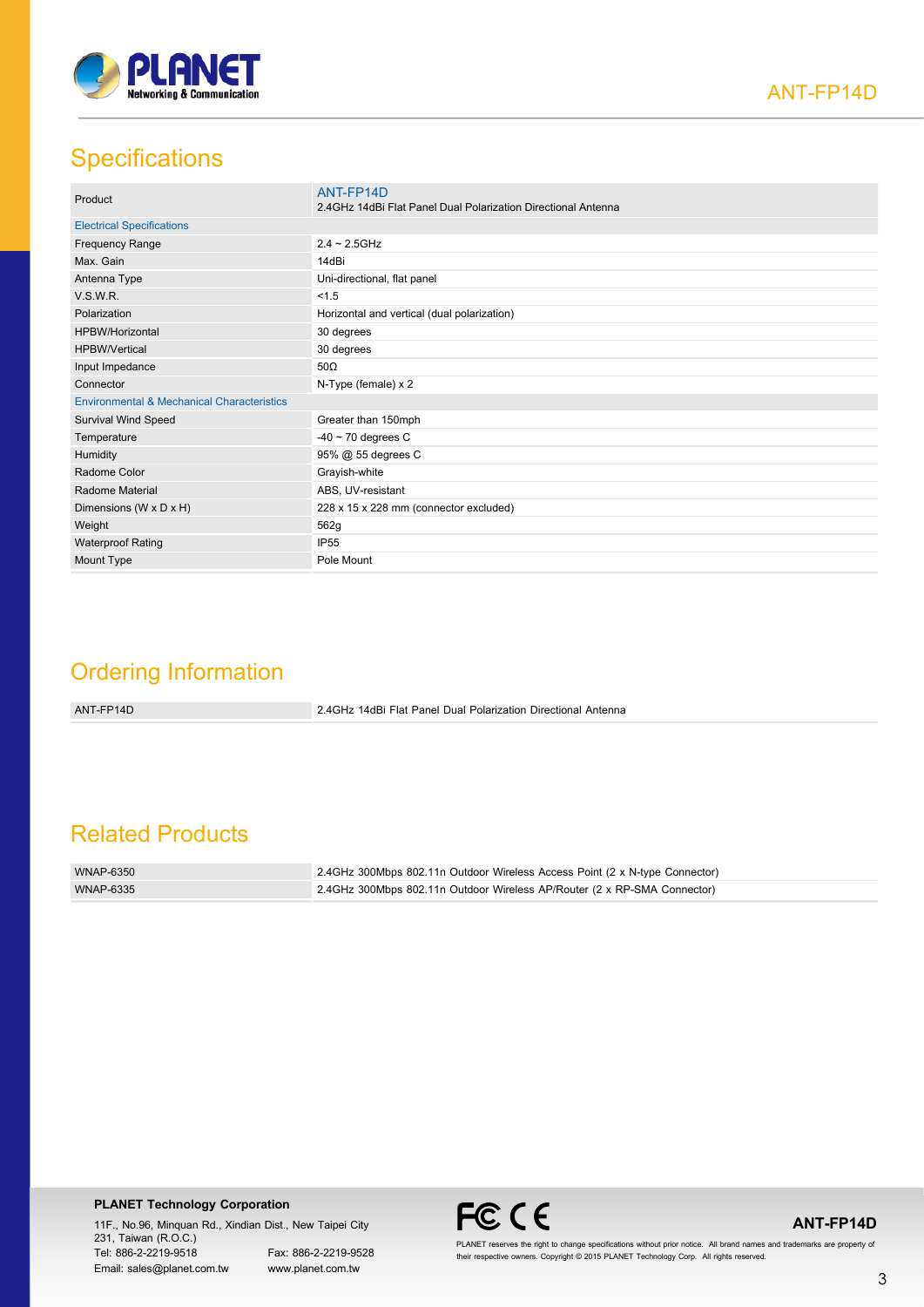## Specifications

| | |
|---|---|
| Product | ANT-FP14D<br>2.4GHz 14dBi Flat Panel Dual Polarization Directional Antenna |
| **Electrical Specifications** | |
| Frequency Range | 2.4 ~ 2.5GHz |
| Max. Gain | 14dBi |
| Antenna Type | Uni-directional, flat panel |
| V.S.W.R. | <1.5 |
| Polarization | Horizontal and vertical (dual polarization) |
| HPBW/Horizontal | 30 degrees |
| HPBW/Vertical | 30 degrees |
| Input Impedance | 50Ω |
| Connector | N-Type (female) x 2 |
| **Environmental & Mechanical Characteristics** | |
| Survival Wind Speed | Greater than 150mph |
| Temperature | -40 ~ 70 degrees C |
| Humidity | 95% @ 55 degrees C |
| Radome Color | Grayish-white |
| Radome Material | ABS, UV-resistant |
| Dimensions (W x D x H) | 228 x 15 x 228 mm (connector excluded) |
| Weight | 562g |
| Waterproof Rating | IP55 |
| Mount Type | Pole Mount |

## Ordering Information

| | |
|---|---|
| ANT-FP14D | 2.4GHz 14dBi Flat Panel Dual Polarization Directional Antenna |

## Related Products

| | |
|---|---|
| WNAP-6350 | 2.4GHz 300Mbps 802.11n Outdoor Wireless Access Point (2 x N-type Connector) |
| WNAP-6335 | 2.4GHz 300Mbps 802.11n Outdoor Wireless AP/Router (2 x RP-SMA Connector) |

**PLANET Technology Corporation**

11F., No.96, Minquan Rd., Xindian Dist., New Taipei City 231, Taiwan (R.O.C.)
Tel: 886-2-2219-9518 Fax: 886-2-2219-9528
Email: sales@planet.com.tw www.planet.com.tw

PLANET reserves the right to change specifications without prior notice. All brand names and trademarks are property of their respective owners. Copyright © 2015 PLANET Technology Corp. All rights reserved.